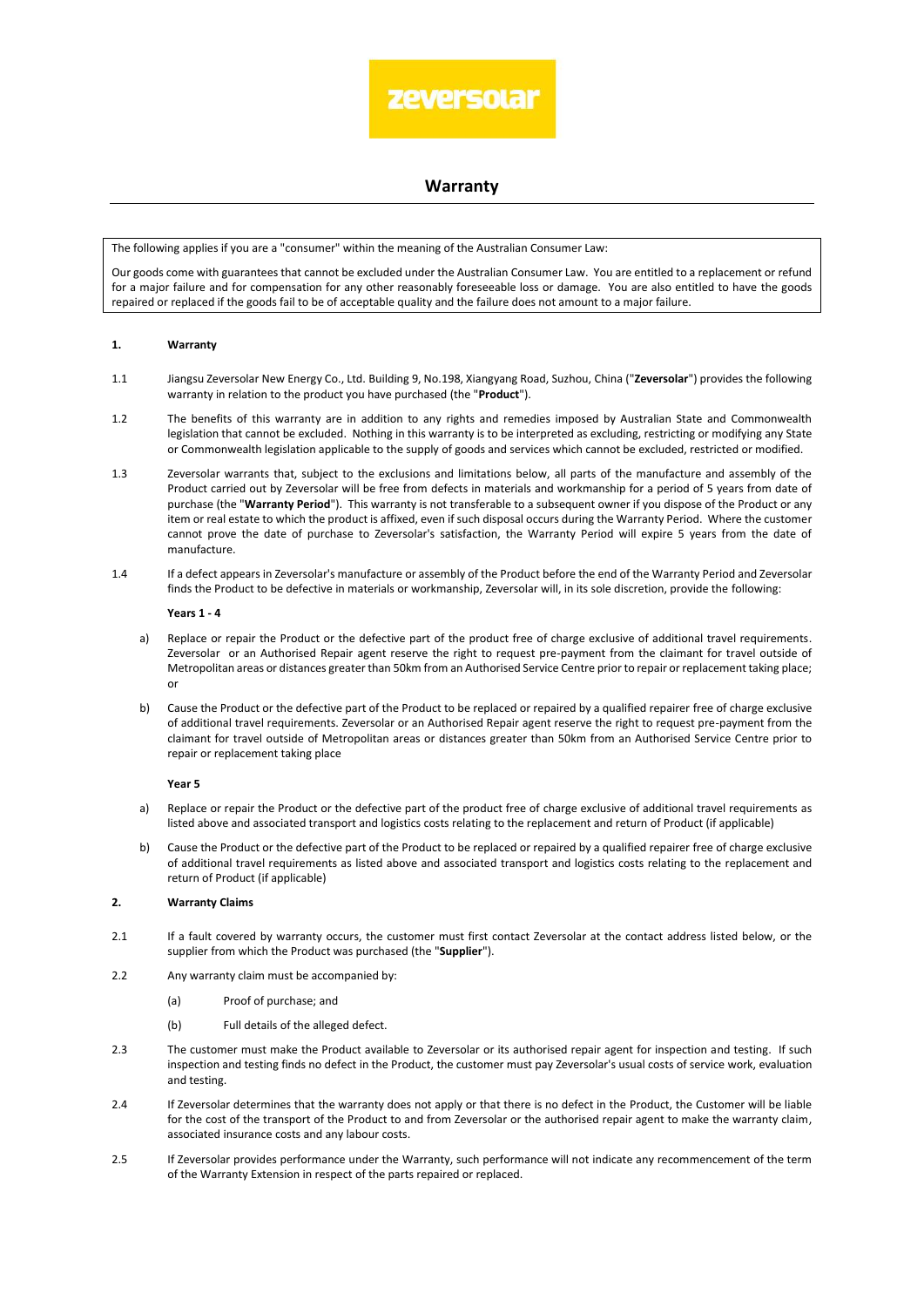# Warranty

The following applies if you are a "consumer" within the meaning of the Australian Consumer Law:

Our goods come with guarantees that cannot be excluded under the Australian Consumer Law. You are entitled to a replacement or refund for a major failure and for compensation for any other reasonably foreseeable loss or damage. You are also entitled to have the goods repaired or replaced if the goods fail to be of acceptable quality and the failure does not amount to a major failure.

## 1. Warranty

1.1 Jiangsu Zeversolar New Energy Co., Ltd. Building 9, No.198, Xiangyang Road, Suzhou, China ("**Zeversolar**") provides the following warranty in relation to the product you have purchased (the "**Product**").

1.2 The benefits of this warranty are in addition to any rights and remedies imposed by Australian State and Commonwealth legislation that cannot be excluded. Nothing in this warranty is to be interpreted as excluding, restricting or modifying any State or Commonwealth legislation applicable to the supply of goods and services which cannot be excluded, restricted or modified.

1.3 Zeversolar warrants that, subject to the exclusions and limitations below, all parts of the manufacture and assembly of the Product carried out by Zeversolar will be free from defects in materials and workmanship for a period of 5 years from date of purchase (the "**Warranty Period**"). This warranty is not transferable to a subsequent owner if you dispose of the Product or any item or real estate to which the product is affixed, even if such disposal occurs during the Warranty Period. Where the customer cannot prove the date of purchase to Zeversolar's satisfaction, the Warranty Period will expire 5 years from the date of manufacture.

1.4 If a defect appears in Zeversolar's manufacture or assembly of the Product before the end of the Warranty Period and Zeversolar finds the Product to be defective in materials or workmanship, Zeversolar will, in its sole discretion, provide the following:

**Years 1 - 4**

a) Replace or repair the Product or the defective part of the product free of charge exclusive of additional travel requirements. Zeversolar or an Authorised Repair agent reserve the right to request pre-payment from the claimant for travel outside of Metropolitan areas or distances greater than 50km from an Authorised Service Centre prior to repair or replacement taking place; or

b) Cause the Product or the defective part of the Product to be replaced or repaired by a qualified repairer free of charge exclusive of additional travel requirements. Zeversolar or an Authorised Repair agent reserve the right to request pre-payment from the claimant for travel outside of Metropolitan areas or distances greater than 50km from an Authorised Service Centre prior to repair or replacement taking place

**Year 5**

a) Replace or repair the Product or the defective part of the product free of charge exclusive of additional travel requirements as listed above and associated transport and logistics costs relating to the replacement and return of Product (if applicable)

b) Cause the Product or the defective part of the Product to be replaced or repaired by a qualified repairer free of charge exclusive of additional travel requirements as listed above and associated transport and logistics costs relating to the replacement and return of Product (if applicable)

## 2. Warranty Claims

2.1 If a fault covered by warranty occurs, the customer must first contact Zeversolar at the contact address listed below, or the supplier from which the Product was purchased (the "**Supplier**").

2.2 Any warranty claim must be accompanied by:

(a) Proof of purchase; and

(b) Full details of the alleged defect.

2.3 The customer must make the Product available to Zeversolar or its authorised repair agent for inspection and testing. If such inspection and testing finds no defect in the Product, the customer must pay Zeversolar's usual costs of service work, evaluation and testing.

2.4 If Zeversolar determines that the warranty does not apply or that there is no defect in the Product, the Customer will be liable for the cost of the transport of the Product to and from Zeversolar or the authorised repair agent to make the warranty claim, associated insurance costs and any labour costs.

2.5 If Zeversolar provides performance under the Warranty, such performance will not indicate any recommencement of the term of the Warranty Extension in respect of the parts repaired or replaced.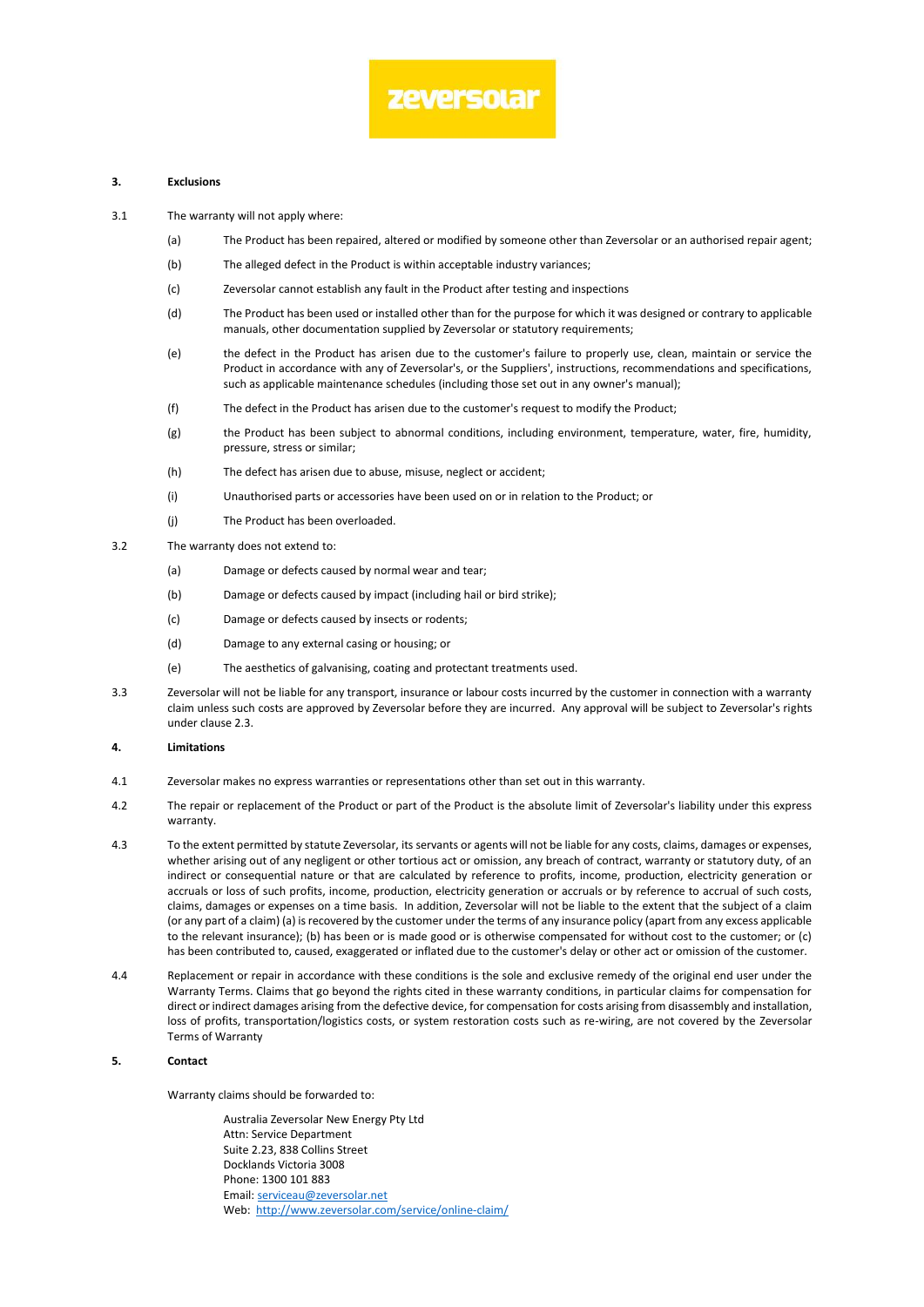## 3. Exclusions

3.1 The warranty will not apply where:

(a) The Product has been repaired, altered or modified by someone other than Zeversolar or an authorised repair agent;

(b) The alleged defect in the Product is within acceptable industry variances;

(c) Zeversolar cannot establish any fault in the Product after testing and inspections

(d) The Product has been used or installed other than for the purpose for which it was designed or contrary to applicable manuals, other documentation supplied by Zeversolar or statutory requirements;

(e) the defect in the Product has arisen due to the customer's failure to properly use, clean, maintain or service the Product in accordance with any of Zeversolar's, or the Suppliers', instructions, recommendations and specifications, such as applicable maintenance schedules (including those set out in any owner's manual);

(f) The defect in the Product has arisen due to the customer's request to modify the Product;

(g) the Product has been subject to abnormal conditions, including environment, temperature, water, fire, humidity, pressure, stress or similar;

(h) The defect has arisen due to abuse, misuse, neglect or accident;

(i) Unauthorised parts or accessories have been used on or in relation to the Product; or

(j) The Product has been overloaded.

3.2 The warranty does not extend to:

(a) Damage or defects caused by normal wear and tear;

(b) Damage or defects caused by impact (including hail or bird strike);

(c) Damage or defects caused by insects or rodents;

(d) Damage to any external casing or housing; or

(e) The aesthetics of galvanising, coating and protectant treatments used.

3.3 Zeversolar will not be liable for any transport, insurance or labour costs incurred by the customer in connection with a warranty claim unless such costs are approved by Zeversolar before they are incurred. Any approval will be subject to Zeversolar's rights under clause 2.3.

## 4. Limitations

4.1 Zeversolar makes no express warranties or representations other than set out in this warranty.

4.2 The repair or replacement of the Product or part of the Product is the absolute limit of Zeversolar's liability under this express warranty.

4.3 To the extent permitted by statute Zeversolar, its servants or agents will not be liable for any costs, claims, damages or expenses, whether arising out of any negligent or other tortious act or omission, any breach of contract, warranty or statutory duty, of an indirect or consequential nature or that are calculated by reference to profits, income, production, electricity generation or accruals or loss of such profits, income, production, electricity generation or accruals or by reference to accrual of such costs, claims, damages or expenses on a time basis. In addition, Zeversolar will not be liable to the extent that the subject of a claim (or any part of a claim) (a) is recovered by the customer under the terms of any insurance policy (apart from any excess applicable to the relevant insurance); (b) has been or is made good or is otherwise compensated for without cost to the customer; or (c) has been contributed to, caused, exaggerated or inflated due to the customer's delay or other act or omission of the customer.

4.4 Replacement or repair in accordance with these conditions is the sole and exclusive remedy of the original end user under the Warranty Terms. Claims that go beyond the rights cited in these warranty conditions, in particular claims for compensation for direct or indirect damages arising from the defective device, for compensation for costs arising from disassembly and installation, loss of profits, transportation/logistics costs, or system restoration costs such as re-wiring, are not covered by the Zeversolar Terms of Warranty

## 5. Contact

Warranty claims should be forwarded to:

Australia Zeversolar New Energy Pty Ltd
Attn: Service Department
Suite 2.23, 838 Collins Street
Docklands Victoria 3008
Phone: 1300 101 883
Email: serviceau@zeversolar.net
Web: http://www.zeversolar.com/service/online-claim/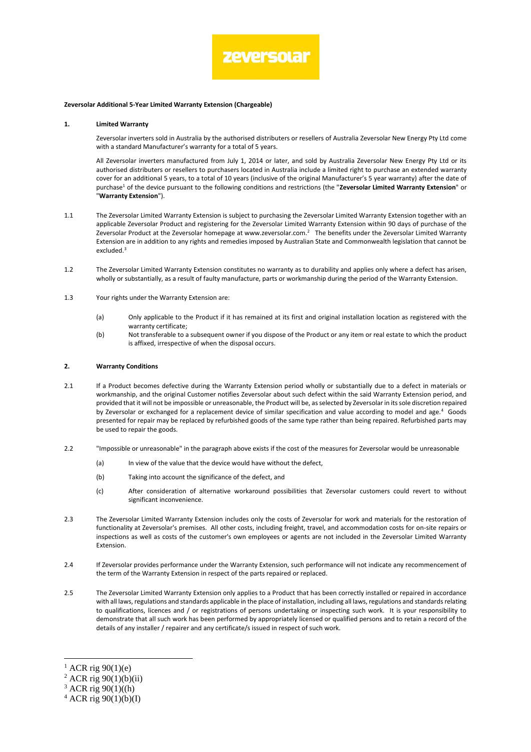zeversolar

**Zeversolar Additional 5-Year Limited Warranty Extension (Chargeable)**

**1. Limited Warranty**

Zeversolar inverters sold in Australia by the authorised distributers or resellers of Australia Zeversolar New Energy Pty Ltd come with a standard Manufacturer's warranty for a total of 5 years.

All Zeversolar inverters manufactured from July 1, 2014 or later, and sold by Australia Zeversolar New Energy Pty Ltd or its authorised distributers or resellers to purchasers located in Australia include a limited right to purchase an extended warranty cover for an additional 5 years, to a total of 10 years (inclusive of the original Manufacturer's 5 year warranty) after the date of purchase[1] of the device pursuant to the following conditions and restrictions (the "**Zeversolar Limited Warranty Extension**" or "**Warranty Extension**").

1.1 The Zeversolar Limited Warranty Extension is subject to purchasing the Zeversolar Limited Warranty Extension together with an applicable Zeversolar Product and registering for the Zeversolar Limited Warranty Extension within 90 days of purchase of the Zeversolar Product at the Zeversolar homepage at www.zeversolar.com.[2] The benefits under the Zeversolar Limited Warranty Extension are in addition to any rights and remedies imposed by Australian State and Commonwealth legislation that cannot be excluded.[3]

1.2 The Zeversolar Limited Warranty Extension constitutes no warranty as to durability and applies only where a defect has arisen, wholly or substantially, as a result of faulty manufacture, parts or workmanship during the period of the Warranty Extension.

1.3 Your rights under the Warranty Extension are:

(a) Only applicable to the Product if it has remained at its first and original installation location as registered with the warranty certificate;

(b) Not transferable to a subsequent owner if you dispose of the Product or any item or real estate to which the product is affixed, irrespective of when the disposal occurs.

**2. Warranty Conditions**

2.1 If a Product becomes defective during the Warranty Extension period wholly or substantially due to a defect in materials or workmanship, and the original Customer notifies Zeversolar about such defect within the said Warranty Extension period, and provided that it will not be impossible or unreasonable, the Product will be, as selected by Zeversolar in its sole discretion repaired by Zeversolar or exchanged for a replacement device of similar specification and value according to model and age.[4] Goods presented for repair may be replaced by refurbished goods of the same type rather than being repaired. Refurbished parts may be used to repair the goods.

2.2 "Impossible or unreasonable" in the paragraph above exists if the cost of the measures for Zeversolar would be unreasonable

(a) In view of the value that the device would have without the defect,

(b) Taking into account the significance of the defect, and

(c) After consideration of alternative workaround possibilities that Zeversolar customers could revert to without significant inconvenience.

2.3 The Zeversolar Limited Warranty Extension includes only the costs of Zeversolar for work and materials for the restoration of functionality at Zeversolar's premises. All other costs, including freight, travel, and accommodation costs for on-site repairs or inspections as well as costs of the customer's own employees or agents are not included in the Zeversolar Limited Warranty Extension.

2.4 If Zeversolar provides performance under the Warranty Extension, such performance will not indicate any recommencement of the term of the Warranty Extension in respect of the parts repaired or replaced.

2.5 The Zeversolar Limited Warranty Extension only applies to a Product that has been correctly installed or repaired in accordance with all laws, regulations and standards applicable in the place of installation, including all laws, regulations and standards relating to qualifications, licences and / or registrations of persons undertaking or inspecting such work. It is your responsibility to demonstrate that all such work has been performed by appropriately licensed or qualified persons and to retain a record of the details of any installer / repairer and any certificate/s issued in respect of such work.

---

[1] ACR rig 90(1)(e)

[2] ACR rig 90(1)(b)(ii)

[3] ACR rig 90(1)((h)

[4] ACR rig 90(1)(b)(I)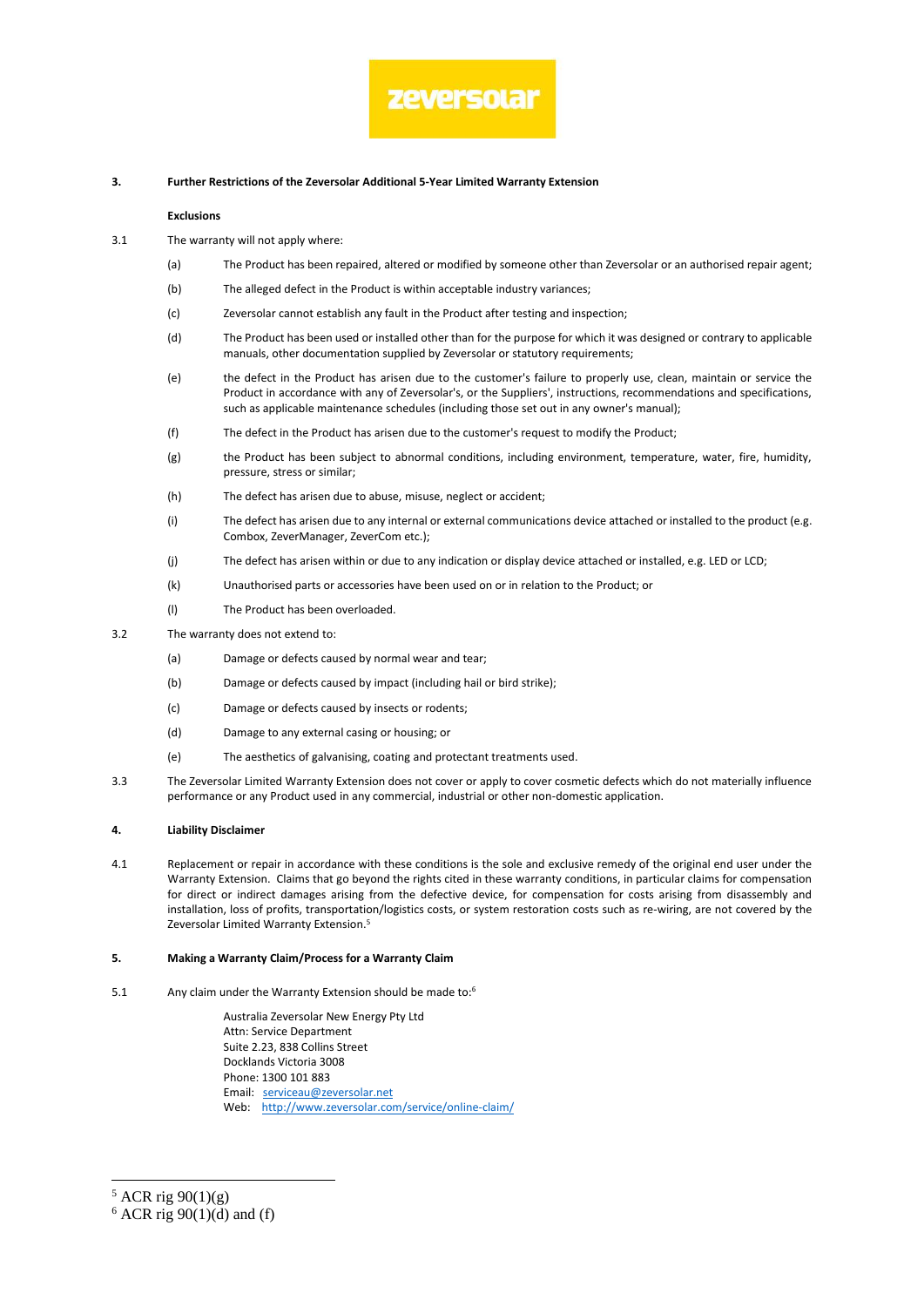## 3. Further Restrictions of the Zeversolar Additional 5-Year Limited Warranty Extension

**Exclusions**

3.1 The warranty will not apply where:

(a) The Product has been repaired, altered or modified by someone other than Zeversolar or an authorised repair agent;

(b) The alleged defect in the Product is within acceptable industry variances;

(c) Zeversolar cannot establish any fault in the Product after testing and inspection;

(d) The Product has been used or installed other than for the purpose for which it was designed or contrary to applicable manuals, other documentation supplied by Zeversolar or statutory requirements;

(e) the defect in the Product has arisen due to the customer's failure to properly use, clean, maintain or service the Product in accordance with any of Zeversolar's, or the Suppliers', instructions, recommendations and specifications, such as applicable maintenance schedules (including those set out in any owner's manual);

(f) The defect in the Product has arisen due to the customer's request to modify the Product;

(g) the Product has been subject to abnormal conditions, including environment, temperature, water, fire, humidity, pressure, stress or similar;

(h) The defect has arisen due to abuse, misuse, neglect or accident;

(i) The defect has arisen due to any internal or external communications device attached or installed to the product (e.g. Combox, ZeverManager, ZeverCom etc.);

(j) The defect has arisen within or due to any indication or display device attached or installed, e.g. LED or LCD;

(k) Unauthorised parts or accessories have been used on or in relation to the Product; or

(l) The Product has been overloaded.

3.2 The warranty does not extend to:

(a) Damage or defects caused by normal wear and tear;

(b) Damage or defects caused by impact (including hail or bird strike);

(c) Damage or defects caused by insects or rodents;

(d) Damage to any external casing or housing; or

(e) The aesthetics of galvanising, coating and protectant treatments used.

3.3 The Zeversolar Limited Warranty Extension does not cover or apply to cover cosmetic defects which do not materially influence performance or any Product used in any commercial, industrial or other non-domestic application.

## 4. Liability Disclaimer

4.1 Replacement or repair in accordance with these conditions is the sole and exclusive remedy of the original end user under the Warranty Extension. Claims that go beyond the rights cited in these warranty conditions, in particular claims for compensation for direct or indirect damages arising from the defective device, for compensation for costs arising from disassembly and installation, loss of profits, transportation/logistics costs, or system restoration costs such as re-wiring, are not covered by the Zeversolar Limited Warranty Extension.[5]

## 5. Making a Warranty Claim/Process for a Warranty Claim

5.1 Any claim under the Warranty Extension should be made to:[6]

Australia Zeversolar New Energy Pty Ltd
Attn: Service Department
Suite 2.23, 838 Collins Street
Docklands Victoria 3008
Phone: 1300 101 883
Email: serviceau@zeversolar.net
Web: http://www.zeversolar.com/service/online-claim/

---

[5] ACR rig 90(1)(g)

[6] ACR rig 90(1)(d) and (f)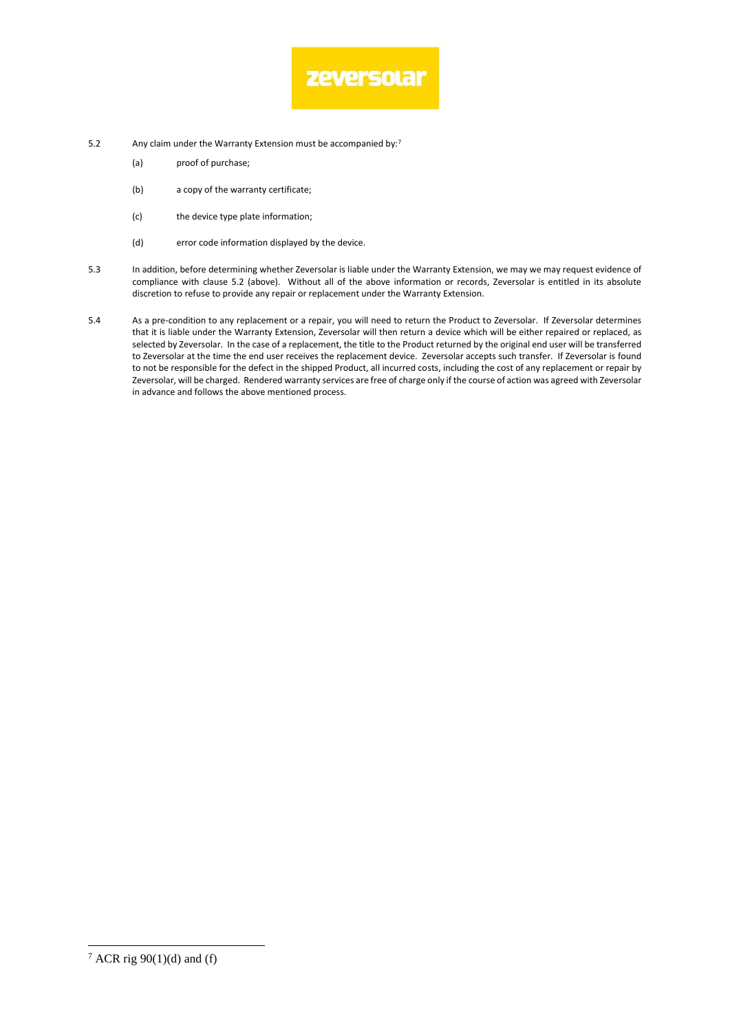zeversolar

5.2 Any claim under the Warranty Extension must be accompanied by:[7]

(a) proof of purchase;

(b) a copy of the warranty certificate;

(c) the device type plate information;

(d) error code information displayed by the device.

5.3 In addition, before determining whether Zeversolar is liable under the Warranty Extension, we may we may request evidence of compliance with clause 5.2 (above). Without all of the above information or records, Zeversolar is entitled in its absolute discretion to refuse to provide any repair or replacement under the Warranty Extension.

5.4 As a pre-condition to any replacement or a repair, you will need to return the Product to Zeversolar. If Zeversolar determines that it is liable under the Warranty Extension, Zeversolar will then return a device which will be either repaired or replaced, as selected by Zeversolar. In the case of a replacement, the title to the Product returned by the original end user will be transferred to Zeversolar at the time the end user receives the replacement device. Zeversolar accepts such transfer. If Zeversolar is found to not be responsible for the defect in the shipped Product, all incurred costs, including the cost of any replacement or repair by Zeversolar, will be charged. Rendered warranty services are free of charge only if the course of action was agreed with Zeversolar in advance and follows the above mentioned process.

[7] ACR rig 90(1)(d) and (f)